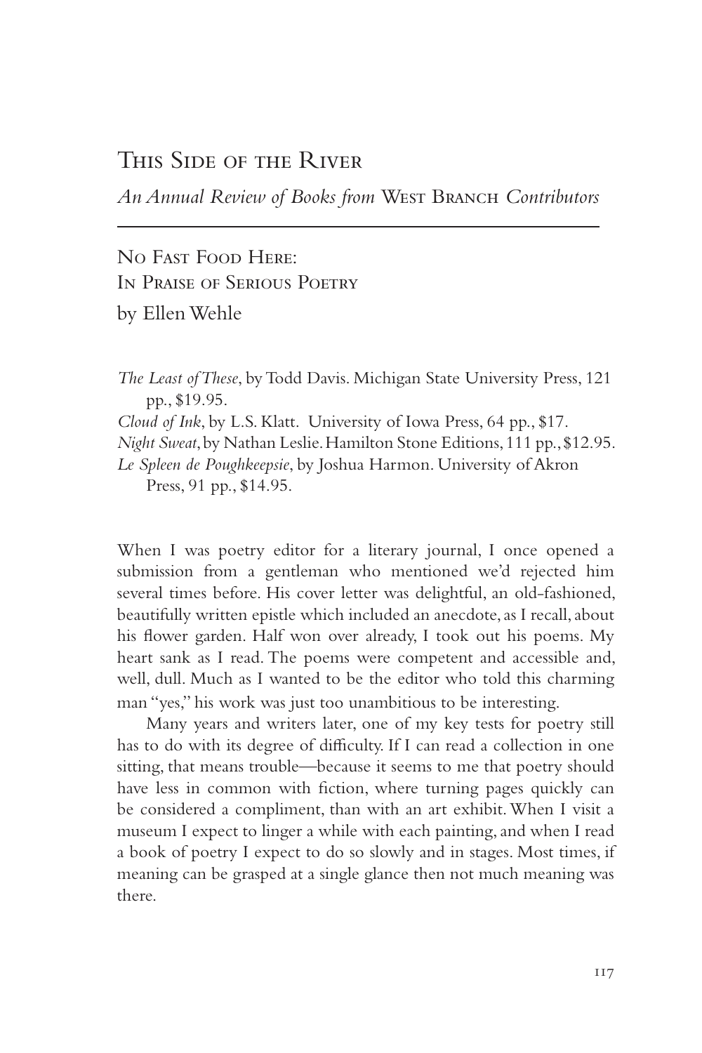# This Side of the River

*An Annual Review of Books from* West Branch *Contributors*

## No Fast Food Here: In Praise of Serious Poetry

by Ellen Wehle

*The Least of These*, by Todd Davis. Michigan State University Press, 121 pp., $19.95.

*Cloud of Ink*, by L.S. Klatt. University of Iowa Press, 64 pp., $17.

*Night Sweat*, by Nathan Leslie. Hamilton Stone Editions, 111 pp., $12.95.

*Le Spleen de Poughkeepsie*, by Joshua Harmon. University of Akron Press, 91 pp., $14.95.

When I was poetry editor for a literary journal, I once opened a submission from a gentleman who mentioned we'd rejected him several times before. His cover letter was delightful, an old-fashioned, beautifully written epistle which included an anecdote, as I recall, about his flower garden. Half won over already, I took out his poems. My heart sank as I read. The poems were competent and accessible and, well, dull. Much as I wanted to be the editor who told this charming man "yes," his work was just too unambitious to be interesting.

Many years and writers later, one of my key tests for poetry still has to do with its degree of difficulty. If I can read a collection in one sitting, that means trouble—because it seems to me that poetry should have less in common with fiction, where turning pages quickly can be considered a compliment, than with an art exhibit. When I visit a museum I expect to linger a while with each painting, and when I read a book of poetry I expect to do so slowly and in stages. Most times, if meaning can be grasped at a single glance then not much meaning was there.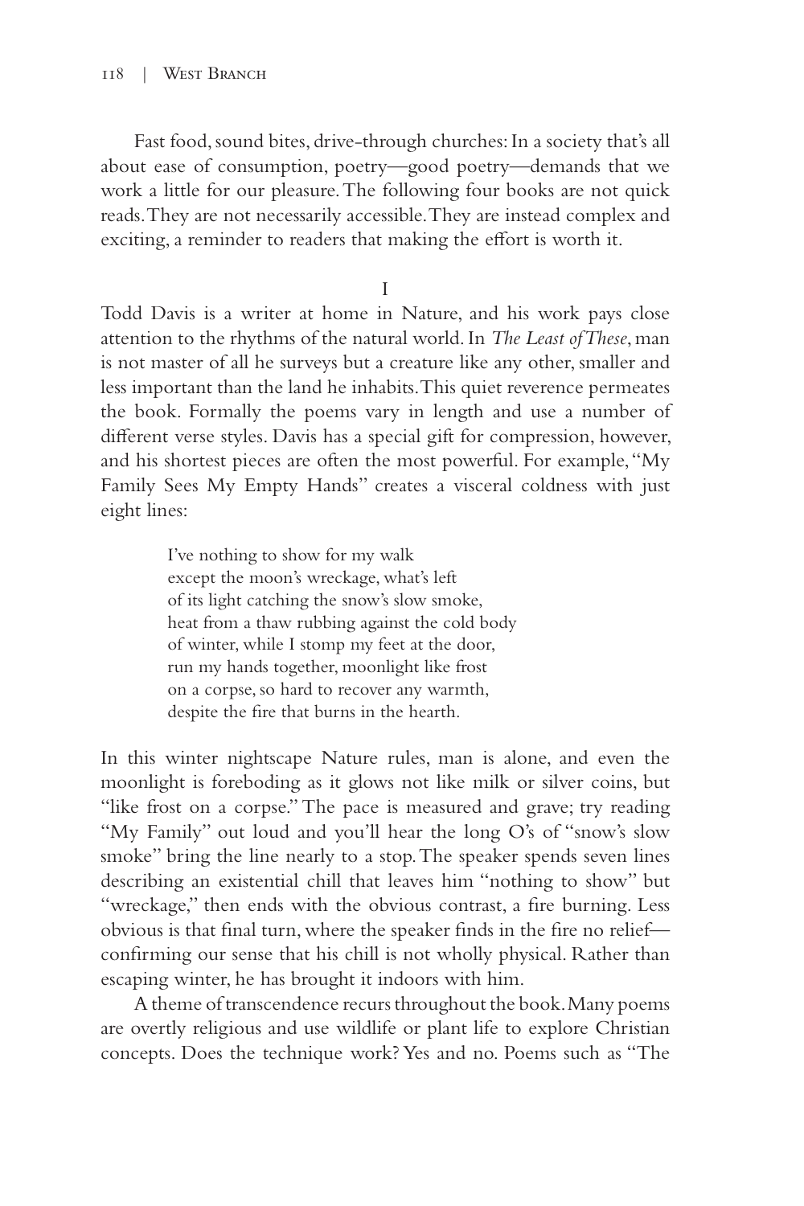Fast food, sound bites, drive-through churches: In a society that's all about ease of consumption, poetry—good poetry—demands that we work a little for our pleasure. The following four books are not quick reads. They are not necessarily accessible. They are instead complex and exciting, a reminder to readers that making the effort is worth it.

I

Todd Davis is a writer at home in Nature, and his work pays close attention to the rhythms of the natural world. In *The Least of These*, man is not master of all he surveys but a creature like any other, smaller and less important than the land he inhabits. This quiet reverence permeates the book. Formally the poems vary in length and use a number of different verse styles. Davis has a special gift for compression, however, and his shortest pieces are often the most powerful. For example, "My Family Sees My Empty Hands" creates a visceral coldness with just eight lines:

> I've nothing to show for my walk
> except the moon's wreckage, what's left
> of its light catching the snow's slow smoke,
> heat from a thaw rubbing against the cold body
> of winter, while I stomp my feet at the door,
> run my hands together, moonlight like frost
> on a corpse, so hard to recover any warmth,
> despite the fire that burns in the hearth.

In this winter nightscape Nature rules, man is alone, and even the moonlight is foreboding as it glows not like milk or silver coins, but "like frost on a corpse." The pace is measured and grave; try reading "My Family" out loud and you'll hear the long O's of "snow's slow smoke" bring the line nearly to a stop. The speaker spends seven lines describing an existential chill that leaves him "nothing to show" but "wreckage," then ends with the obvious contrast, a fire burning. Less obvious is that final turn, where the speaker finds in the fire no relief—confirming our sense that his chill is not wholly physical. Rather than escaping winter, he has brought it indoors with him.

A theme of transcendence recurs throughout the book. Many poems are overtly religious and use wildlife or plant life to explore Christian concepts. Does the technique work? Yes and no. Poems such as "The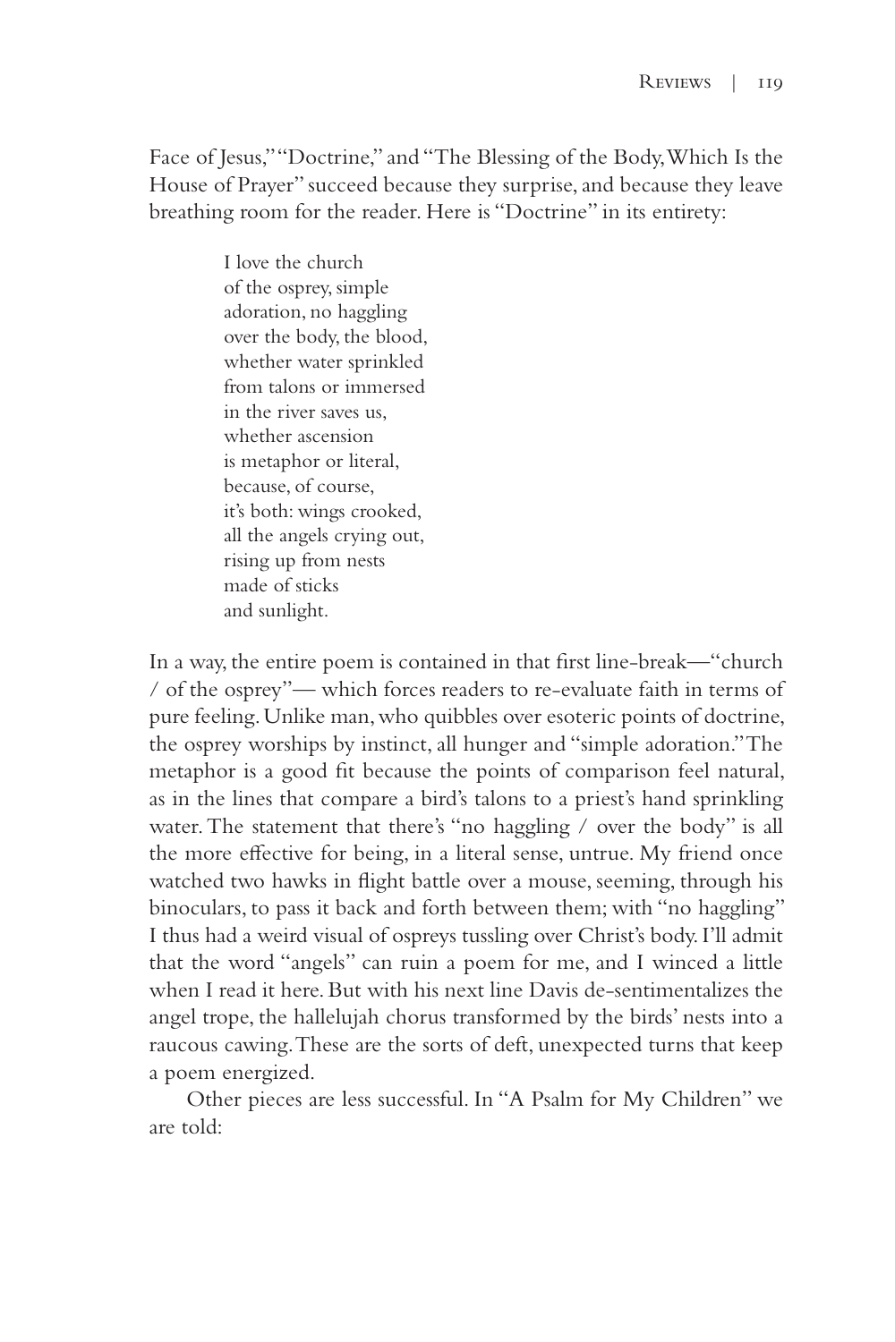Face of Jesus," "Doctrine," and "The Blessing of the Body, Which Is the House of Prayer" succeed because they surprise, and because they leave breathing room for the reader. Here is "Doctrine" in its entirety:

> I love the church  
> of the osprey, simple  
> adoration, no haggling  
> over the body, the blood,  
> whether water sprinkled  
> from talons or immersed  
> in the river saves us,  
> whether ascension  
> is metaphor or literal,  
> because, of course,  
> it's both: wings crooked,  
> all the angels crying out,  
> rising up from nests  
> made of sticks  
> and sunlight.

In a way, the entire poem is contained in that first line-break—"church / of the osprey"— which forces readers to re-evaluate faith in terms of pure feeling. Unlike man, who quibbles over esoteric points of doctrine, the osprey worships by instinct, all hunger and "simple adoration." The metaphor is a good fit because the points of comparison feel natural, as in the lines that compare a bird's talons to a priest's hand sprinkling water. The statement that there's "no haggling / over the body" is all the more effective for being, in a literal sense, untrue. My friend once watched two hawks in flight battle over a mouse, seeming, through his binoculars, to pass it back and forth between them; with "no haggling" I thus had a weird visual of ospreys tussling over Christ's body. I'll admit that the word "angels" can ruin a poem for me, and I winced a little when I read it here. But with his next line Davis de-sentimentalizes the angel trope, the hallelujah chorus transformed by the birds' nests into a raucous cawing. These are the sorts of deft, unexpected turns that keep a poem energized.

Other pieces are less successful. In "A Psalm for My Children" we are told: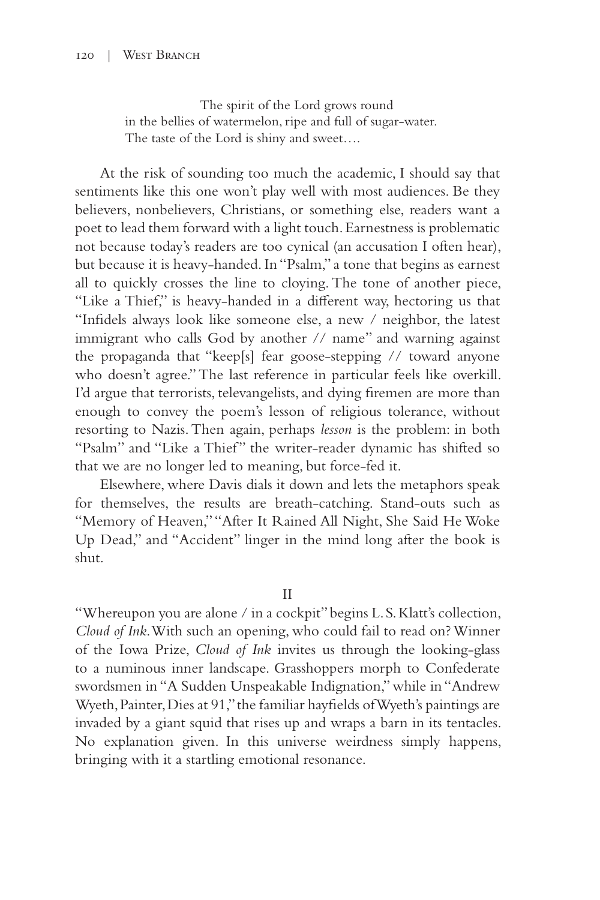> The spirit of the Lord grows round
> in the bellies of watermelon, ripe and full of sugar-water.
> The taste of the Lord is shiny and sweet….

At the risk of sounding too much the academic, I should say that sentiments like this one won't play well with most audiences. Be they believers, nonbelievers, Christians, or something else, readers want a poet to lead them forward with a light touch. Earnestness is problematic not because today's readers are too cynical (an accusation I often hear), but because it is heavy-handed. In "Psalm," a tone that begins as earnest all to quickly crosses the line to cloying. The tone of another piece, "Like a Thief," is heavy-handed in a different way, hectoring us that "Infidels always look like someone else, a new / neighbor, the latest immigrant who calls God by another // name" and warning against the propaganda that "keep[s] fear goose-stepping // toward anyone who doesn't agree." The last reference in particular feels like overkill. I'd argue that terrorists, televangelists, and dying firemen are more than enough to convey the poem's lesson of religious tolerance, without resorting to Nazis. Then again, perhaps *lesson* is the problem: in both "Psalm" and "Like a Thief" the writer-reader dynamic has shifted so that we are no longer led to meaning, but force-fed it.

Elsewhere, where Davis dials it down and lets the metaphors speak for themselves, the results are breath-catching. Stand-outs such as "Memory of Heaven," "After It Rained All Night, She Said He Woke Up Dead," and "Accident" linger in the mind long after the book is shut.

## II

"Whereupon you are alone / in a cockpit" begins L. S. Klatt's collection, *Cloud of Ink*. With such an opening, who could fail to read on? Winner of the Iowa Prize, *Cloud of Ink* invites us through the looking-glass to a numinous inner landscape. Grasshoppers morph to Confederate swordsmen in "A Sudden Unspeakable Indignation," while in "Andrew Wyeth, Painter, Dies at 91," the familiar hayfields of Wyeth's paintings are invaded by a giant squid that rises up and wraps a barn in its tentacles. No explanation given. In this universe weirdness simply happens, bringing with it a startling emotional resonance.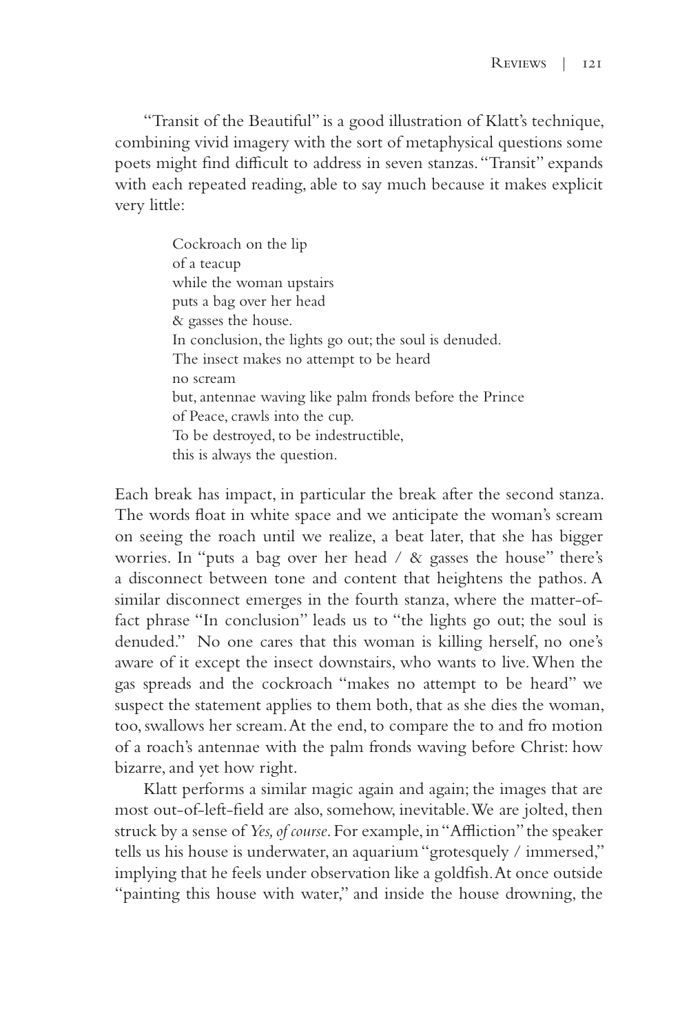"Transit of the Beautiful" is a good illustration of Klatt's technique, combining vivid imagery with the sort of metaphysical questions some poets might find difficult to address in seven stanzas. "Transit" expands with each repeated reading, able to say much because it makes explicit very little:

> Cockroach on the lip  
> of a teacup  
> while the woman upstairs  
> puts a bag over her head  
> & gasses the house.  
> In conclusion, the lights go out; the soul is denuded.  
> The insect makes no attempt to be heard  
> no scream  
> but, antennae waving like palm fronds before the Prince  
> of Peace, crawls into the cup.  
> To be destroyed, to be indestructible,  
> this is always the question.

Each break has impact, in particular the break after the second stanza. The words float in white space and we anticipate the woman's scream on seeing the roach until we realize, a beat later, that she has bigger worries. In "puts a bag over her head / & gasses the house" there's a disconnect between tone and content that heightens the pathos. A similar disconnect emerges in the fourth stanza, where the matter-of-fact phrase "In conclusion" leads us to "the lights go out; the soul is denuded." No one cares that this woman is killing herself, no one's aware of it except the insect downstairs, who wants to live. When the gas spreads and the cockroach "makes no attempt to be heard" we suspect the statement applies to them both, that as she dies the woman, too, swallows her scream. At the end, to compare the to and fro motion of a roach's antennae with the palm fronds waving before Christ: how bizarre, and yet how right.

Klatt performs a similar magic again and again; the images that are most out-of-left-field are also, somehow, inevitable. We are jolted, then struck by a sense of *Yes, of course*. For example, in "Affliction" the speaker tells us his house is underwater, an aquarium "grotesquely / immersed," implying that he feels under observation like a goldfish. At once outside "painting this house with water," and inside the house drowning, the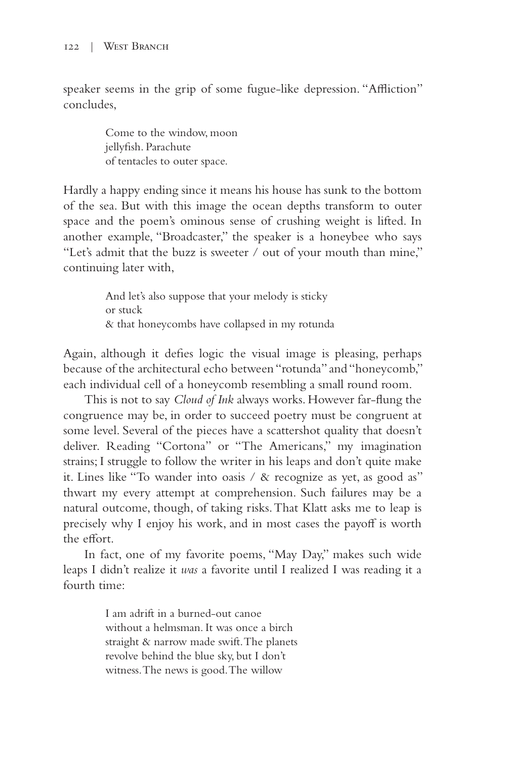speaker seems in the grip of some fugue-like depression. "Affliction" concludes,

> Come to the window, moon  
> jellyfish. Parachute  
> of tentacles to outer space.

Hardly a happy ending since it means his house has sunk to the bottom of the sea. But with this image the ocean depths transform to outer space and the poem's ominous sense of crushing weight is lifted. In another example, "Broadcaster," the speaker is a honeybee who says "Let's admit that the buzz is sweeter / out of your mouth than mine," continuing later with,

> And let's also suppose that your melody is sticky  
> or stuck  
> & that honeycombs have collapsed in my rotunda

Again, although it defies logic the visual image is pleasing, perhaps because of the architectural echo between "rotunda" and "honeycomb," each individual cell of a honeycomb resembling a small round room.

This is not to say *Cloud of Ink* always works. However far-flung the congruence may be, in order to succeed poetry must be congruent at some level. Several of the pieces have a scattershot quality that doesn't deliver. Reading "Cortona" or "The Americans," my imagination strains; I struggle to follow the writer in his leaps and don't quite make it. Lines like "To wander into oasis / & recognize as yet, as good as" thwart my every attempt at comprehension. Such failures may be a natural outcome, though, of taking risks. That Klatt asks me to leap is precisely why I enjoy his work, and in most cases the payoff is worth the effort.

In fact, one of my favorite poems, "May Day," makes such wide leaps I didn't realize it *was* a favorite until I realized I was reading it a fourth time:

> I am adrift in a burned-out canoe  
> without a helmsman. It was once a birch  
> straight & narrow made swift. The planets  
> revolve behind the blue sky, but I don't  
> witness. The news is good. The willow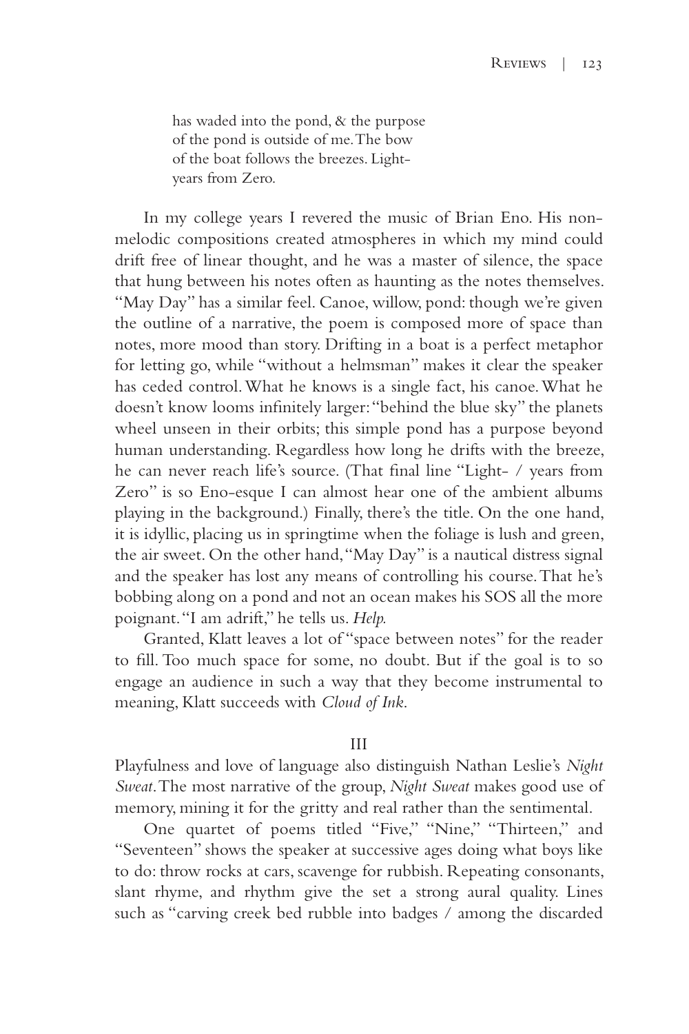has waded into the pond, & the purpose
of the pond is outside of me. The bow
of the boat follows the breezes. Light-
years from Zero.

In my college years I revered the music of Brian Eno. His non-melodic compositions created atmospheres in which my mind could drift free of linear thought, and he was a master of silence, the space that hung between his notes often as haunting as the notes themselves. "May Day" has a similar feel. Canoe, willow, pond: though we're given the outline of a narrative, the poem is composed more of space than notes, more mood than story. Drifting in a boat is a perfect metaphor for letting go, while "without a helmsman" makes it clear the speaker has ceded control. What he knows is a single fact, his canoe. What he doesn't know looms infinitely larger: "behind the blue sky" the planets wheel unseen in their orbits; this simple pond has a purpose beyond human understanding. Regardless how long he drifts with the breeze, he can never reach life's source. (That final line "Light- / years from Zero" is so Eno-esque I can almost hear one of the ambient albums playing in the background.) Finally, there's the title. On the one hand, it is idyllic, placing us in springtime when the foliage is lush and green, the air sweet. On the other hand, "May Day" is a nautical distress signal and the speaker has lost any means of controlling his course. That he's bobbing along on a pond and not an ocean makes his SOS all the more poignant. "I am adrift," he tells us. *Help.*

Granted, Klatt leaves a lot of "space between notes" for the reader to fill. Too much space for some, no doubt. But if the goal is to so engage an audience in such a way that they become instrumental to meaning, Klatt succeeds with *Cloud of Ink*.

## III

Playfulness and love of language also distinguish Nathan Leslie's *Night Sweat*. The most narrative of the group, *Night Sweat* makes good use of memory, mining it for the gritty and real rather than the sentimental.

One quartet of poems titled "Five," "Nine," "Thirteen," and "Seventeen" shows the speaker at successive ages doing what boys like to do: throw rocks at cars, scavenge for rubbish. Repeating consonants, slant rhyme, and rhythm give the set a strong aural quality. Lines such as "carving creek bed rubble into badges / among the discarded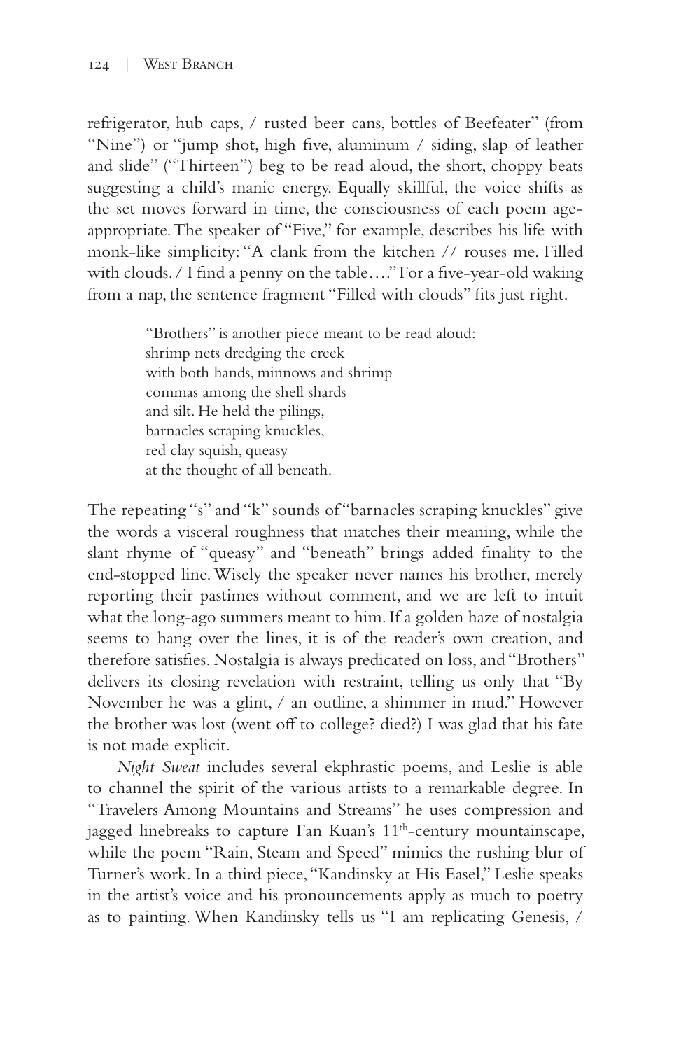refrigerator, hub caps, / rusted beer cans, bottles of Beefeater" (from "Nine") or "jump shot, high five, aluminum / siding, slap of leather and slide" ("Thirteen") beg to be read aloud, the short, choppy beats suggesting a child's manic energy. Equally skillful, the voice shifts as the set moves forward in time, the consciousness of each poem age-appropriate. The speaker of "Five," for example, describes his life with monk-like simplicity: "A clank from the kitchen // rouses me. Filled with clouds. / I find a penny on the table…." For a five-year-old waking from a nap, the sentence fragment "Filled with clouds" fits just right.

> "Brothers" is another piece meant to be read aloud:
> shrimp nets dredging the creek
> with both hands, minnows and shrimp
> commas among the shell shards
> and silt. He held the pilings,
> barnacles scraping knuckles,
> red clay squish, queasy
> at the thought of all beneath.

The repeating "s" and "k" sounds of "barnacles scraping knuckles" give the words a visceral roughness that matches their meaning, while the slant rhyme of "queasy" and "beneath" brings added finality to the end-stopped line. Wisely the speaker never names his brother, merely reporting their pastimes without comment, and we are left to intuit what the long-ago summers meant to him. If a golden haze of nostalgia seems to hang over the lines, it is of the reader's own creation, and therefore satisfies. Nostalgia is always predicated on loss, and "Brothers" delivers its closing revelation with restraint, telling us only that "By November he was a glint, / an outline, a shimmer in mud." However the brother was lost (went off to college? died?) I was glad that his fate is not made explicit.

*Night Sweat* includes several ekphrastic poems, and Leslie is able to channel the spirit of the various artists to a remarkable degree. In "Travelers Among Mountains and Streams" he uses compression and jagged linebreaks to capture Fan Kuan's 11th-century mountainscape, while the poem "Rain, Steam and Speed" mimics the rushing blur of Turner's work. In a third piece, "Kandinsky at His Easel," Leslie speaks in the artist's voice and his pronouncements apply as much to poetry as to painting. When Kandinsky tells us "I am replicating Genesis, /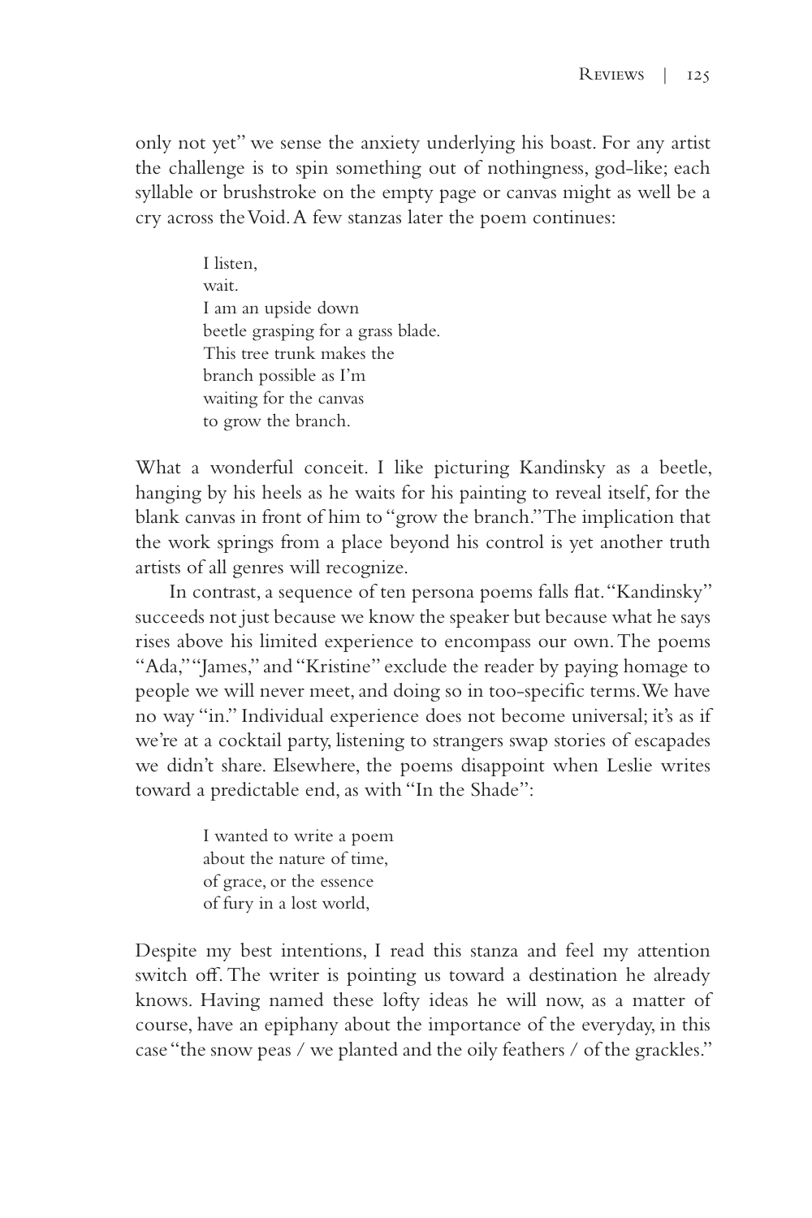only not yet" we sense the anxiety underlying his boast. For any artist the challenge is to spin something out of nothingness, god-like; each syllable or brushstroke on the empty page or canvas might as well be a cry across the Void. A few stanzas later the poem continues:

> I listen,
> wait.
> I am an upside down
> beetle grasping for a grass blade.
> This tree trunk makes the
> branch possible as I'm
> waiting for the canvas
> to grow the branch.

What a wonderful conceit. I like picturing Kandinsky as a beetle, hanging by his heels as he waits for his painting to reveal itself, for the blank canvas in front of him to "grow the branch." The implication that the work springs from a place beyond his control is yet another truth artists of all genres will recognize.

In contrast, a sequence of ten persona poems falls flat. "Kandinsky" succeeds not just because we know the speaker but because what he says rises above his limited experience to encompass our own. The poems "Ada," "James," and "Kristine" exclude the reader by paying homage to people we will never meet, and doing so in too-specific terms. We have no way "in." Individual experience does not become universal; it's as if we're at a cocktail party, listening to strangers swap stories of escapades we didn't share. Elsewhere, the poems disappoint when Leslie writes toward a predictable end, as with "In the Shade":

> I wanted to write a poem
> about the nature of time,
> of grace, or the essence
> of fury in a lost world,

Despite my best intentions, I read this stanza and feel my attention switch off. The writer is pointing us toward a destination he already knows. Having named these lofty ideas he will now, as a matter of course, have an epiphany about the importance of the everyday, in this case "the snow peas / we planted and the oily feathers / of the grackles."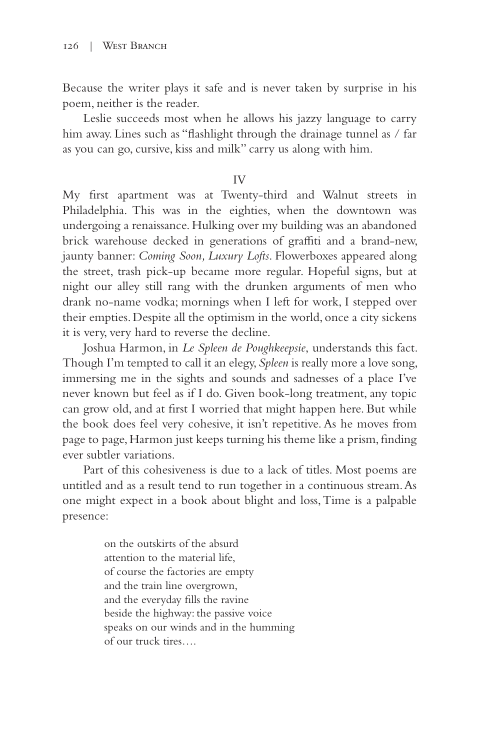Because the writer plays it safe and is never taken by surprise in his poem, neither is the reader.

Leslie succeeds most when he allows his jazzy language to carry him away. Lines such as "flashlight through the drainage tunnel as / far as you can go, cursive, kiss and milk" carry us along with him.

## IV

My first apartment was at Twenty-third and Walnut streets in Philadelphia. This was in the eighties, when the downtown was undergoing a renaissance. Hulking over my building was an abandoned brick warehouse decked in generations of graffiti and a brand-new, jaunty banner: *Coming Soon, Luxury Lofts*. Flowerboxes appeared along the street, trash pick-up became more regular. Hopeful signs, but at night our alley still rang with the drunken arguments of men who drank no-name vodka; mornings when I left for work, I stepped over their empties. Despite all the optimism in the world, once a city sickens it is very, very hard to reverse the decline.

Joshua Harmon, in *Le Spleen de Poughkeepsie*, understands this fact. Though I'm tempted to call it an elegy, *Spleen* is really more a love song, immersing me in the sights and sounds and sadnesses of a place I've never known but feel as if I do. Given book-long treatment, any topic can grow old, and at first I worried that might happen here. But while the book does feel very cohesive, it isn't repetitive. As he moves from page to page, Harmon just keeps turning his theme like a prism, finding ever subtler variations.

Part of this cohesiveness is due to a lack of titles. Most poems are untitled and as a result tend to run together in a continuous stream. As one might expect in a book about blight and loss, Time is a palpable presence:

> on the outskirts of the absurd
> attention to the material life,
> of course the factories are empty
> and the train line overgrown,
> and the everyday fills the ravine
> beside the highway: the passive voice
> speaks on our winds and in the humming
> of our truck tires….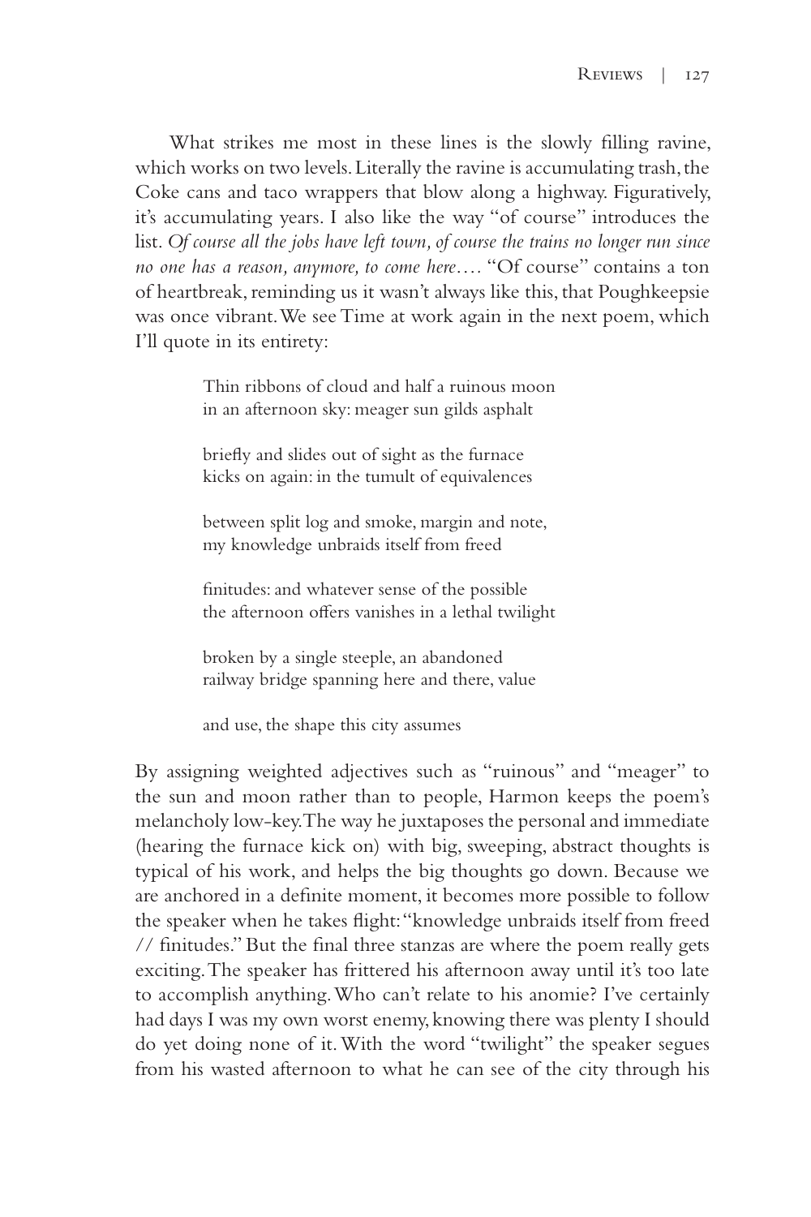What strikes me most in these lines is the slowly filling ravine, which works on two levels. Literally the ravine is accumulating trash, the Coke cans and taco wrappers that blow along a highway. Figuratively, it's accumulating years. I also like the way "of course" introduces the list. *Of course all the jobs have left town, of course the trains no longer run since no one has a reason, anymore, to come here*.... "Of course" contains a ton of heartbreak, reminding us it wasn't always like this, that Poughkeepsie was once vibrant. We see Time at work again in the next poem, which I'll quote in its entirety:

> Thin ribbons of cloud and half a ruinous moon
> in an afternoon sky: meager sun gilds asphalt
>
> briefly and slides out of sight as the furnace
> kicks on again: in the tumult of equivalences
>
> between split log and smoke, margin and note,
> my knowledge unbraids itself from freed
>
> finitudes: and whatever sense of the possible
> the afternoon offers vanishes in a lethal twilight
>
> broken by a single steeple, an abandoned
> railway bridge spanning here and there, value
>
> and use, the shape this city assumes

By assigning weighted adjectives such as "ruinous" and "meager" to the sun and moon rather than to people, Harmon keeps the poem's melancholy low-key. The way he juxtaposes the personal and immediate (hearing the furnace kick on) with big, sweeping, abstract thoughts is typical of his work, and helps the big thoughts go down. Because we are anchored in a definite moment, it becomes more possible to follow the speaker when he takes flight: "knowledge unbraids itself from freed // finitudes." But the final three stanzas are where the poem really gets exciting. The speaker has frittered his afternoon away until it's too late to accomplish anything. Who can't relate to his anomie? I've certainly had days I was my own worst enemy, knowing there was plenty I should do yet doing none of it. With the word "twilight" the speaker segues from his wasted afternoon to what he can see of the city through his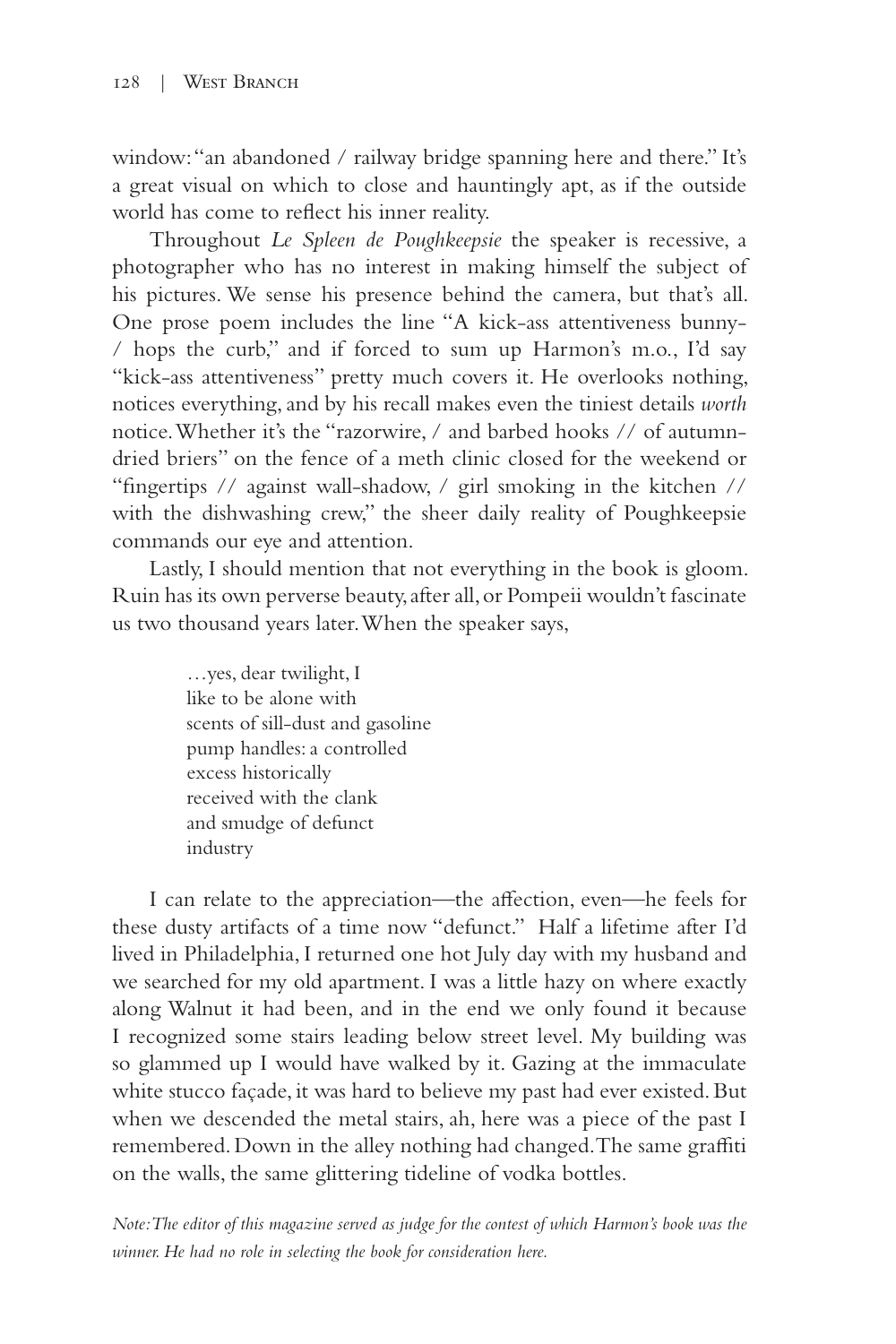window: "an abandoned / railway bridge spanning here and there." It's a great visual on which to close and hauntingly apt, as if the outside world has come to reflect his inner reality.

Throughout *Le Spleen de Poughkeepsie* the speaker is recessive, a photographer who has no interest in making himself the subject of his pictures. We sense his presence behind the camera, but that's all. One prose poem includes the line "A kick-ass attentiveness bunny- / hops the curb," and if forced to sum up Harmon's m.o., I'd say "kick-ass attentiveness" pretty much covers it. He overlooks nothing, notices everything, and by his recall makes even the tiniest details *worth* notice. Whether it's the "razorwire, / and barbed hooks // of autumn-dried briers" on the fence of a meth clinic closed for the weekend or "fingertips // against wall-shadow, / girl smoking in the kitchen // with the dishwashing crew," the sheer daily reality of Poughkeepsie commands our eye and attention.

Lastly, I should mention that not everything in the book is gloom. Ruin has its own perverse beauty, after all, or Pompeii wouldn't fascinate us two thousand years later. When the speaker says,

> …yes, dear twilight, I
> like to be alone with
> scents of sill-dust and gasoline
> pump handles: a controlled
> excess historically
> received with the clank
> and smudge of defunct
> industry

I can relate to the appreciation—the affection, even—he feels for these dusty artifacts of a time now "defunct." Half a lifetime after I'd lived in Philadelphia, I returned one hot July day with my husband and we searched for my old apartment. I was a little hazy on where exactly along Walnut it had been, and in the end we only found it because I recognized some stairs leading below street level. My building was so glammed up I would have walked by it. Gazing at the immaculate white stucco façade, it was hard to believe my past had ever existed. But when we descended the metal stairs, ah, here was a piece of the past I remembered. Down in the alley nothing had changed. The same graffiti on the walls, the same glittering tideline of vodka bottles.

*Note: The editor of this magazine served as judge for the contest of which Harmon's book was the winner. He had no role in selecting the book for consideration here.*